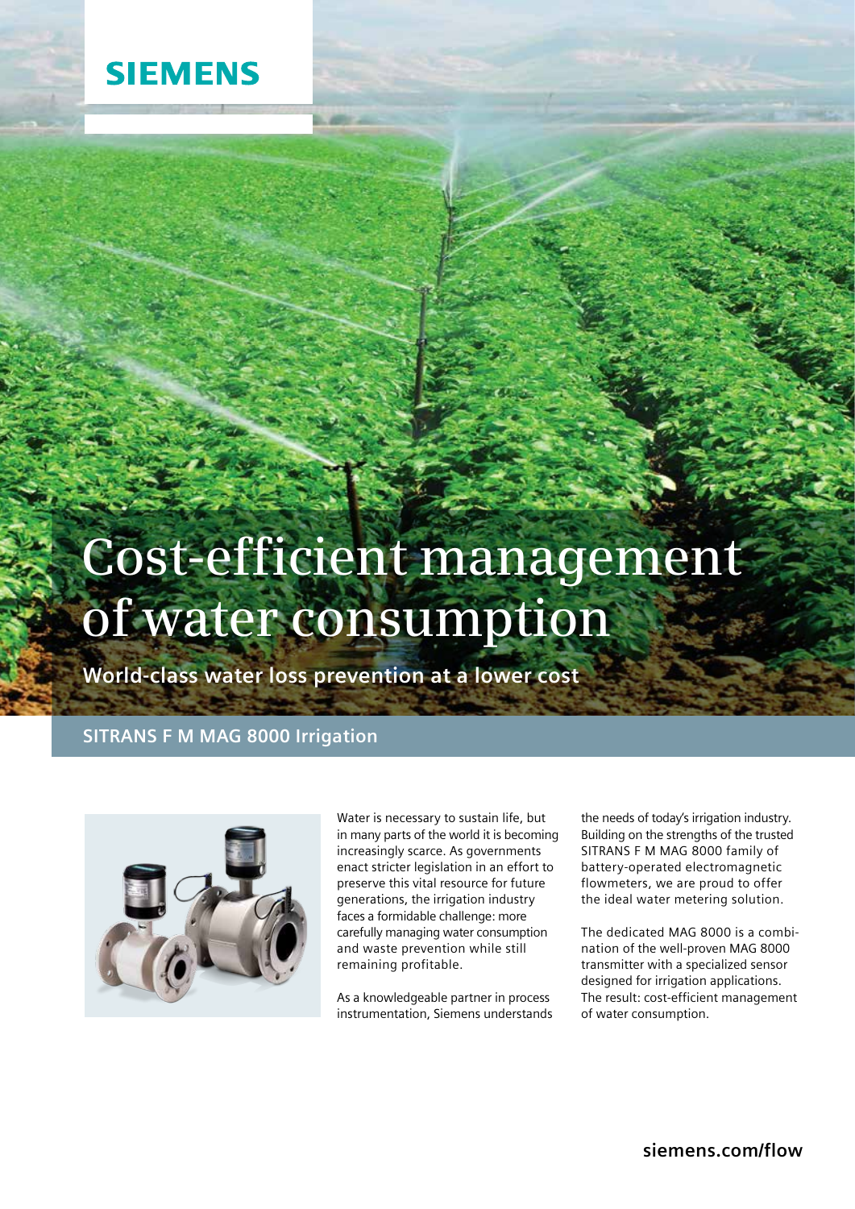SIEMENS

# Cost-efficient management of water consumption

**World-class water loss prevention at a lower cost**

## SITRANS F M MAG 8000 Irrigation

Water is necessary to sustain life, but in many parts of the world it is becoming increasingly scarce. As governments enact stricter legislation in an effort to preserve this vital resource for future generations, the irrigation industry faces a formidable challenge: more carefully managing water consumption and waste prevention while still remaining profitable.

As a knowledgeable partner in process instrumentation, Siemens understands the needs of today's irrigation industry. Building on the strengths of the trusted SITRANS F M MAG 8000 family of battery-operated electromagnetic flowmeters, we are proud to offer the ideal water metering solution.

The dedicated MAG 8000 is a combination of the well-proven MAG 8000 transmitter with a specialized sensor designed for irrigation applications. The result: cost-efficient management of water consumption.

**siemens.com/flow**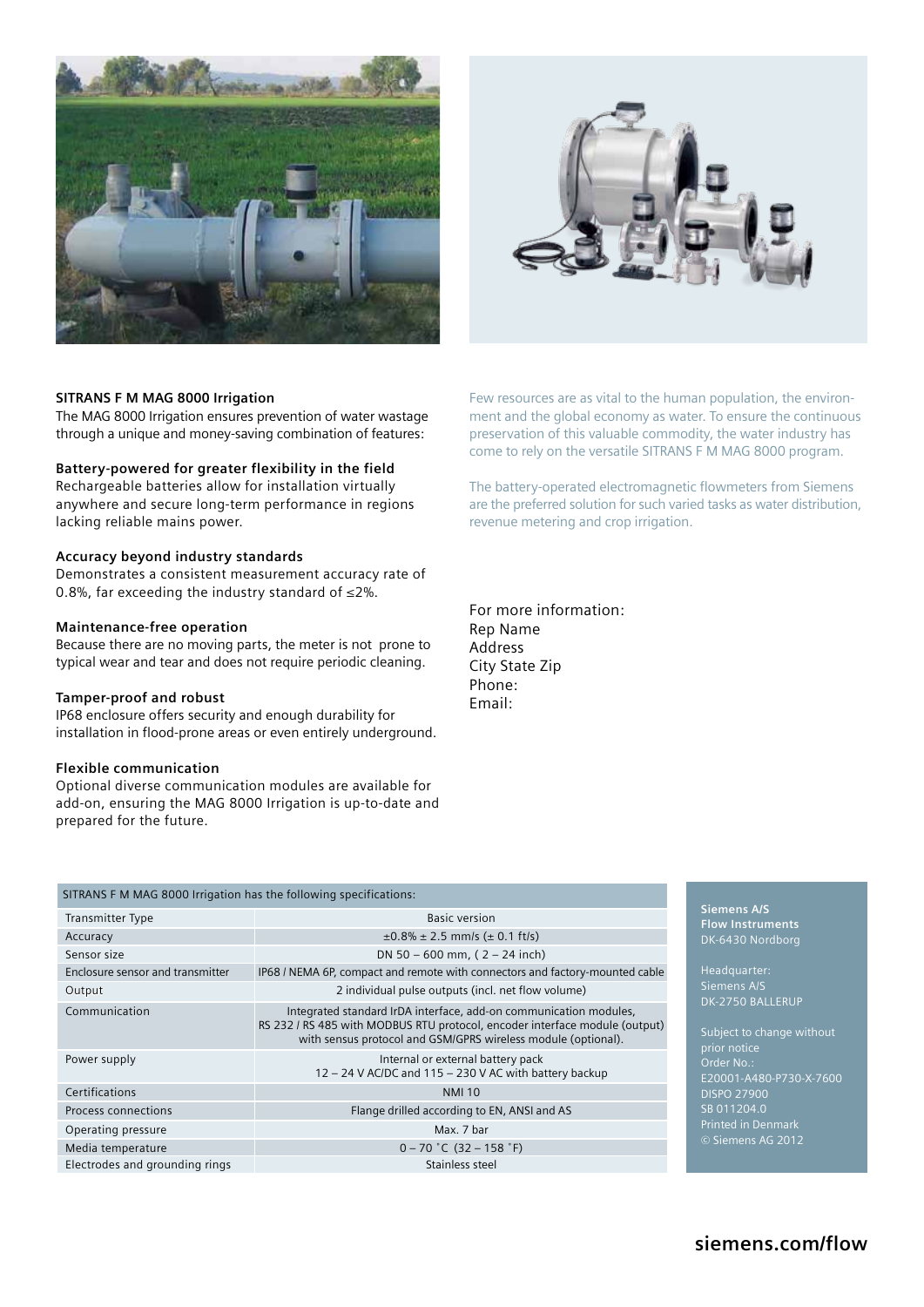## SITRANS F M MAG 8000 Irrigation

The MAG 8000 Irrigation ensures prevention of water wastage through a unique and money-saving combination of features:

**Battery-powered for greater flexibility in the field**
Rechargeable batteries allow for installation virtually anywhere and secure long-term performance in regions lacking reliable mains power.

**Accuracy beyond industry standards**
Demonstrates a consistent measurement accuracy rate of 0.8%, far exceeding the industry standard of ≤2%.

**Maintenance-free operation**
Because there are no moving parts, the meter is not prone to typical wear and tear and does not require periodic cleaning.

**Tamper-proof and robust**
IP68 enclosure offers security and enough durability for installation in flood-prone areas or even entirely underground.

**Flexible communication**
Optional diverse communication modules are available for add-on, ensuring the MAG 8000 Irrigation is up-to-date and prepared for the future.

Few resources are as vital to the human population, the environment and the global economy as water. To ensure the continuous preservation of this valuable commodity, the water industry has come to rely on the versatile SITRANS F M MAG 8000 program.

The battery-operated electromagnetic flowmeters from Siemens are the preferred solution for such varied tasks as water distribution, revenue metering and crop irrigation.

For more information:
Rep Name
Address
City State Zip
Phone:
Email:

SITRANS F M MAG 8000 Irrigation has the following specifications:

| | |
|---|---|
| Transmitter Type | Basic version |
| Accuracy | ±0.8% ± 2.5 mm/s (± 0.1 ft/s) |
| Sensor size | DN 50 – 600 mm, ( 2 – 24 inch) |
| Enclosure sensor and transmitter | IP68 / NEMA 6P, compact and remote with connectors and factory-mounted cable |
| Output | 2 individual pulse outputs (incl. net flow volume) |
| Communication | Integrated standard IrDA interface, add-on communication modules, RS 232 / RS 485 with MODBUS RTU protocol, encoder interface module (output) with sensus protocol and GSM/GPRS wireless module (optional). |
| Power supply | Internal or external battery pack 12 – 24 V AC/DC and 115 – 230 V AC with battery backup |
| Certifications | NMI 10 |
| Process connections | Flange drilled according to EN, ANSI and AS |
| Operating pressure | Max. 7 bar |
| Media temperature | 0 – 70 °C (32 – 158 °F) |
| Electrodes and grounding rings | Stainless steel |

**Siemens A/S**
**Flow Instruments**
DK-6430 Nordborg

Headquarter:
Siemens A/S
DK-2750 BALLERUP

Subject to change without prior notice
Order No.:
E20001-A480-P730-X-7600
DISPO 27900
SB 011204.0
Printed in Denmark
© Siemens AG 2012

**siemens.com/flow**